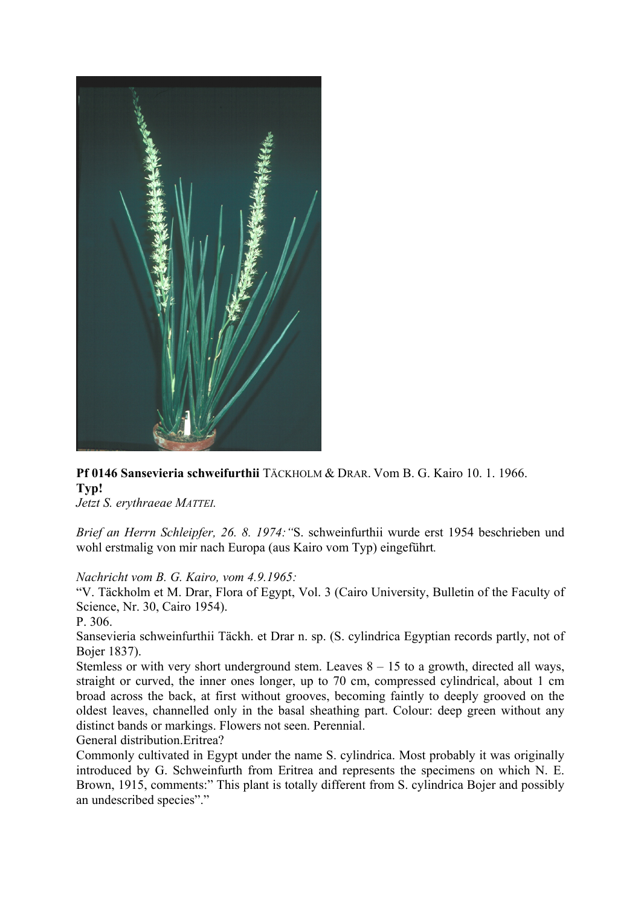**Pf 0146 Sansevieria schweifurthii** TÄCKHOLM & DRAR. Vom B. G. Kairo 10. 1. 1966.
**Typ!**
*Jetzt S. erythraeae MATTEI.*

*Brief an Herrn Schleipfer, 26. 8. 1974:"*S. schweinfurthii wurde erst 1954 beschrieben und wohl erstmalig von mir nach Europa (aus Kairo vom Typ) eingeführt*.*

*Nachricht vom B. G. Kairo, vom 4.9.1965:*
"V. Täckholm et M. Drar, Flora of Egypt, Vol. 3 (Cairo University, Bulletin of the Faculty of Science, Nr. 30, Cairo 1954).
P. 306.
Sansevieria schweinfurthii Täckh. et Drar n. sp. (S. cylindrica Egyptian records partly, not of Bojer 1837).
Stemless or with very short underground stem. Leaves 8 – 15 to a growth, directed all ways, straight or curved, the inner ones longer, up to 70 cm, compressed cylindrical, about 1 cm broad across the back, at first without grooves, becoming faintly to deeply grooved on the oldest leaves, channelled only in the basal sheathing part. Colour: deep green without any distinct bands or markings. Flowers not seen. Perennial.
General distribution.Eritrea?
Commonly cultivated in Egypt under the name S. cylindrica. Most probably it was originally introduced by G. Schweinfurth from Eritrea and represents the specimens on which N. E. Brown, 1915, comments:" This plant is totally different from S. cylindrica Bojer and possibly an undescribed species"."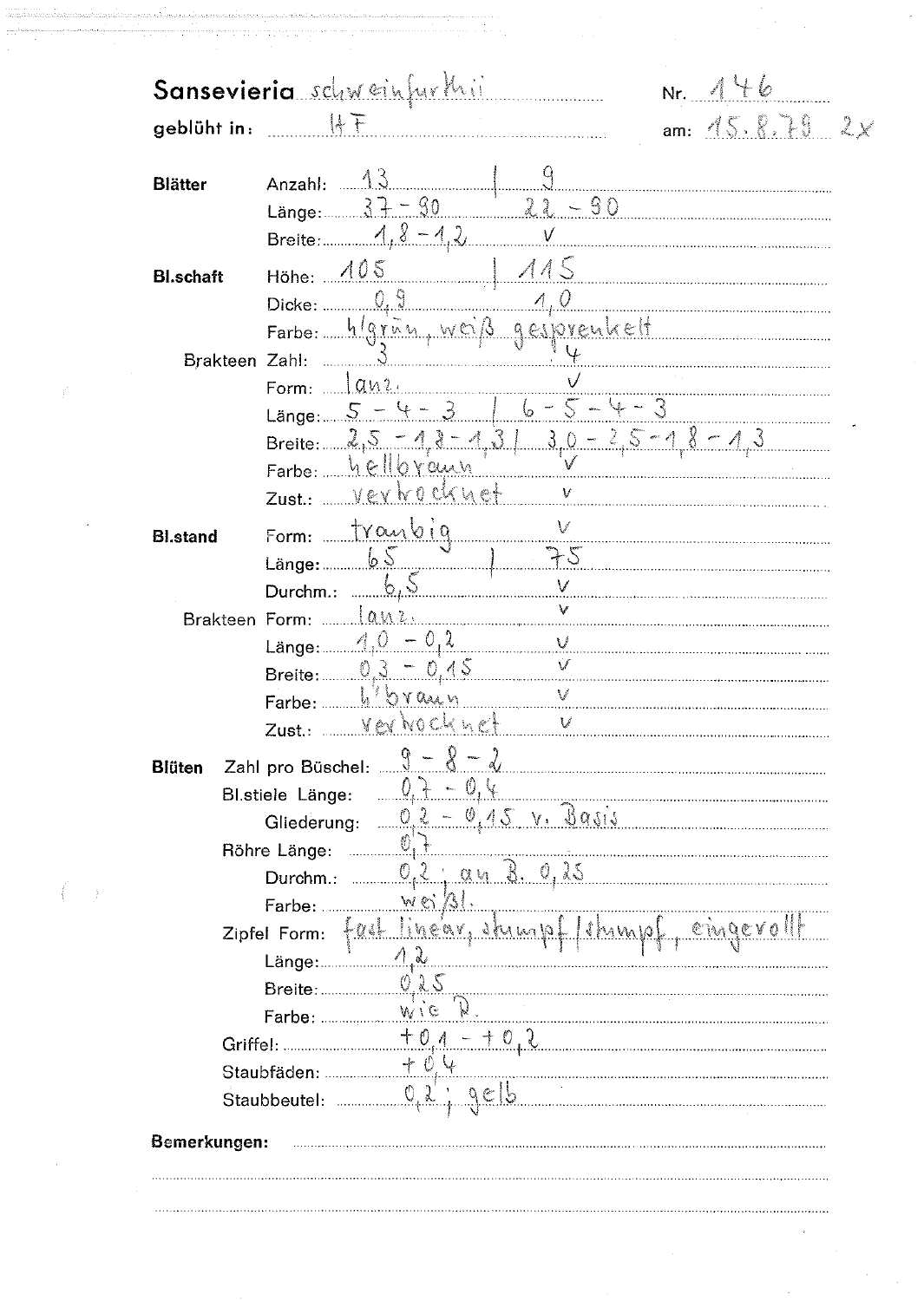**Sansevieria** schweinfurthii **Nr.** 146

**geblüht in:** HF **am:** 15.8.79 2x

| | | | |
|---|---|---|---|
| **Blätter** | Anzahl: | 13 | 9 |
| | Länge: | 37 - 90 | 22 - 90 |
| | Breite: | 1,8 - 1,2 | v |
| **Bl.schaft** | Höhe: | 105 | 115 |
| | Dicke: | 0,9 | 1,0 |
| | Farbe: | h'grün, weiß gesprenkelt | |
| Brakteen | Zahl: | 3 | 4 |
| | Form: | lanz. | v |
| | Länge: | 5 - 4 - 3 | 6 - 5 - 4 - 3 |
| | Breite: | 2,5 - 1,8 - 1,3 | 3,0 - 2,5 - 1,8 - 1,3 |
| | Farbe: | hellbraun | v |
| | Zust.: | vertrocknet | v |
| **Bl.stand** | Form: | traubig | v |
| | Länge: | 65 | 75 |
| | Durchm.: | 6,5 | v |
| Brakteen | Form: | lanz. | v |
| | Länge: | 1,0 - 0,2 | v |
| | Breite: | 0,3 - 0,15 | v |
| | Farbe: | h'braun | v |
| | Zust.: | vertrocknet | v |
| **Blüten** | Zahl pro Büschel: | 9 - 8 - 2 | |
| | Bl.stiele Länge: | 0,7 - 0,4 | |
| | Gliederung: | 0,2 - 0,15 v. Basis | |
| | Röhre Länge: | 0,7 | |
| | Durchm.: | 0,2; an B. 0,25 | |
| | Farbe: | weiß | |
| | Zipfel Form: | fast linear, stumpf/stumpf, eingerollt | |
| | Länge: | 1,2 | |
| | Breite: | 0,25 | |
| | Farbe: | wie R. | |
| | Griffel: | +0,1 - +0,2 | |
| | Staubfäden: | +0,4 | |
| | Staubbeutel: | 0,2; gelb | |

**Bemerkungen:**